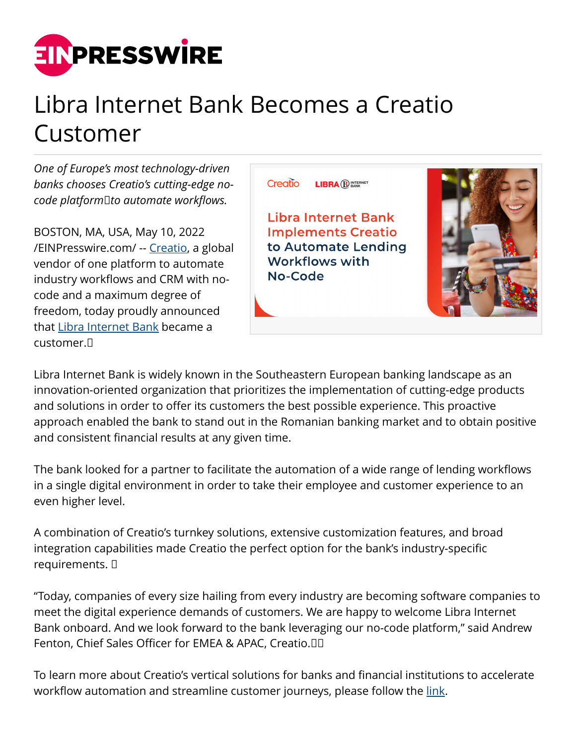# Libra Internet Bank Becomes a Creatio Customer

*One of Europe's most technology-driven banks chooses Creatio's cutting-edge no-code platform to automate workflows.*

BOSTON, MA, USA, May 10, 2022 /EINPresswire.com/ -- Creatio, a global vendor of one platform to automate industry workflows and CRM with no-code and a maximum degree of freedom, today proudly announced that Libra Internet Bank became a customer.

Libra Internet Bank is widely known in the Southeastern European banking landscape as an innovation-oriented organization that prioritizes the implementation of cutting-edge products and solutions in order to offer its customers the best possible experience. This proactive approach enabled the bank to stand out in the Romanian banking market and to obtain positive and consistent financial results at any given time.

The bank looked for a partner to facilitate the automation of a wide range of lending workflows in a single digital environment in order to take their employee and customer experience to an even higher level.

A combination of Creatio's turnkey solutions, extensive customization features, and broad integration capabilities made Creatio the perfect option for the bank's industry-specific requirements.

"Today, companies of every size hailing from every industry are becoming software companies to meet the digital experience demands of customers. We are happy to welcome Libra Internet Bank onboard. And we look forward to the bank leveraging our no-code platform," said Andrew Fenton, Chief Sales Officer for EMEA & APAC, Creatio.

To learn more about Creatio's vertical solutions for banks and financial institutions to accelerate workflow automation and streamline customer journeys, please follow the link.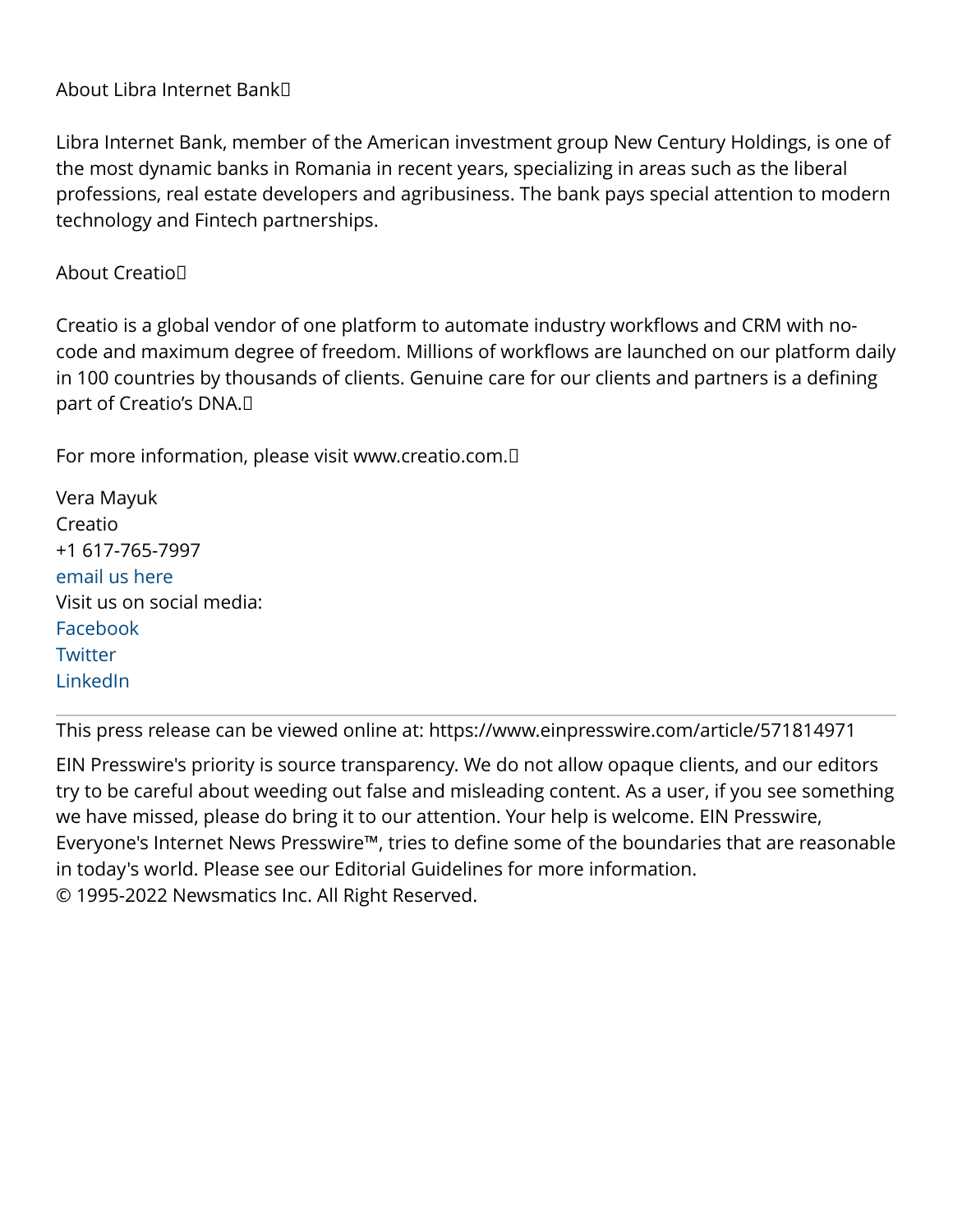About Libra Internet Bank

Libra Internet Bank, member of the American investment group New Century Holdings, is one of the most dynamic banks in Romania in recent years, specializing in areas such as the liberal professions, real estate developers and agribusiness. The bank pays special attention to modern technology and Fintech partnerships.

About Creatio

Creatio is a global vendor of one platform to automate industry workflows and CRM with no-code and maximum degree of freedom. Millions of workflows are launched on our platform daily in 100 countries by thousands of clients. Genuine care for our clients and partners is a defining part of Creatio's DNA.

For more information, please visit www.creatio.com.

Vera Mayuk  
Creatio  
+1 617-765-7997  
email us here  
Visit us on social media:  
Facebook  
Twitter  
LinkedIn

---

This press release can be viewed online at: https://www.einpresswire.com/article/571814971

EIN Presswire's priority is source transparency. We do not allow opaque clients, and our editors try to be careful about weeding out false and misleading content. As a user, if you see something we have missed, please do bring it to our attention. Your help is welcome. EIN Presswire, Everyone's Internet News Presswire™, tries to define some of the boundaries that are reasonable in today's world. Please see our Editorial Guidelines for more information.  
© 1995-2022 Newsmatics Inc. All Right Reserved.